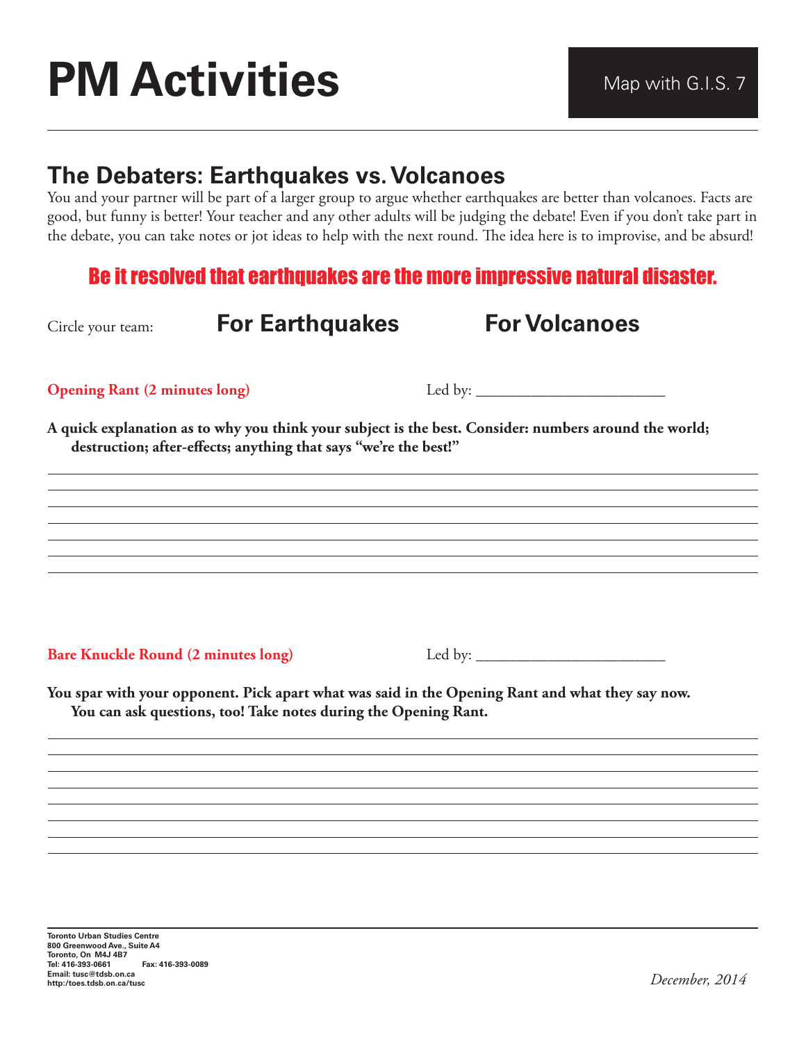# PM Activities

Map with G.I.S. 7

## The Debaters: Earthquakes vs. Volcanoes

You and your partner will be part of a larger group to argue whether earthquakes are better than volcanoes. Facts are good, but funny is better! Your teacher and any other adults will be judging the debate! Even if you don't take part in the debate, you can take notes or jot ideas to help with the next round. The idea here is to improvise, and be absurd!

**Be it resolved that earthquakes are the more impressive natural disaster.**

Circle your team: **For Earthquakes** **For Volcanoes**

**Opening Rant (2 minutes long)** Led by: ________________________

**A quick explanation as to why you think your subject is the best. Consider: numbers around the world; destruction; after-effects; anything that says "we're the best!"**

______________________________________________________________________

______________________________________________________________________

______________________________________________________________________

______________________________________________________________________

______________________________________________________________________

______________________________________________________________________

______________________________________________________________________

**Bare Knuckle Round (2 minutes long)** Led by: ________________________

**You spar with your opponent. Pick apart what was said in the Opening Rant and what they say now. You can ask questions, too! Take notes during the Opening Rant.**

______________________________________________________________________

______________________________________________________________________

______________________________________________________________________

______________________________________________________________________

______________________________________________________________________

______________________________________________________________________

______________________________________________________________________

Toronto Urban Studies Centre
800 Greenwood Ave., Suite A4
Toronto, On M4J 4B7
Tel: 416-393-0661 Fax: 416-393-0089
Email: tusc@tdsb.on.ca
http:/toes.tdsb.on.ca/tusc

*December, 2014*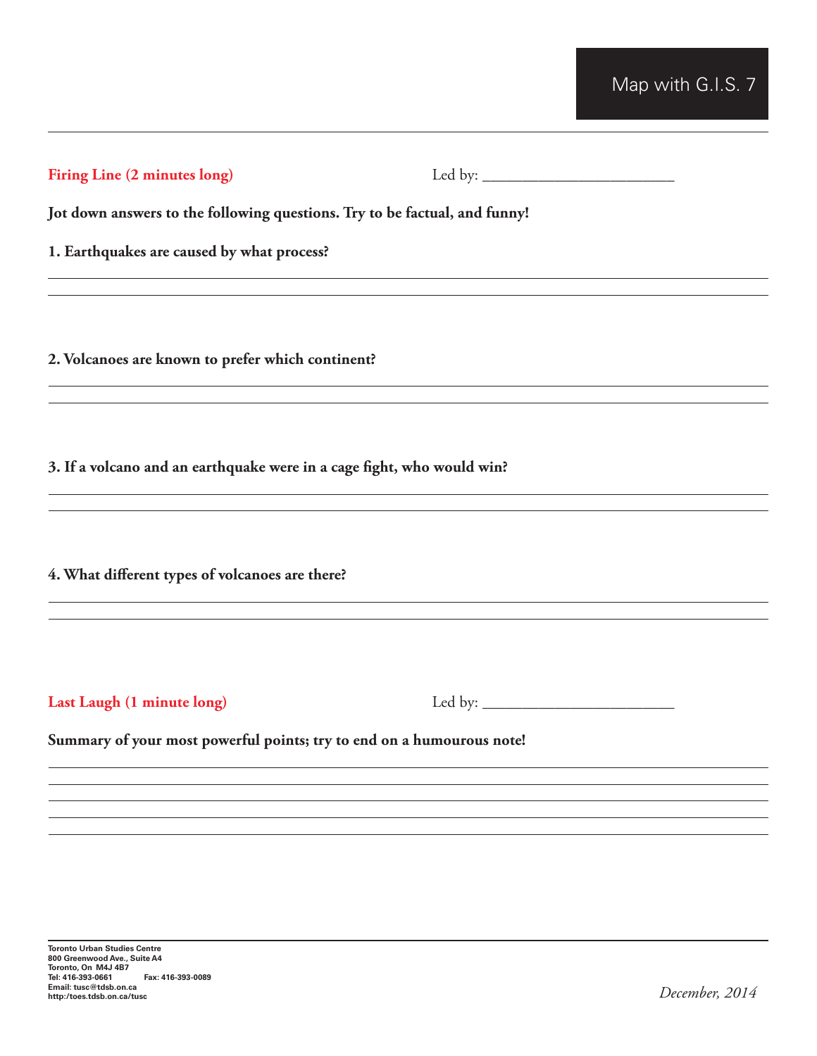# Map with G.I.S. 7

**Firing Line (2 minutes long)** Led by: _______________________

**Jot down answers to the following questions. Try to be factual, and funny!**

**1. Earthquakes are caused by what process?**

________________________________________________________________

________________________________________________________________

**2. Volcanoes are known to prefer which continent?**

________________________________________________________________

________________________________________________________________

**3. If a volcano and an earthquake were in a cage fight, who would win?**

________________________________________________________________

________________________________________________________________

**4. What different types of volcanoes are there?**

________________________________________________________________

________________________________________________________________

**Last Laugh (1 minute long)** Led by: _______________________

**Summary of your most powerful points; try to end on a humourous note!**

________________________________________________________________

________________________________________________________________

________________________________________________________________

________________________________________________________________

________________________________________________________________

Toronto Urban Studies Centre
800 Greenwood Ave., Suite A4
Toronto, On M4J 4B7
Tel: 416-393-0661 Fax: 416-393-0089
Email: tusc@tdsb.on.ca
http:/toes.tdsb.on.ca/tusc

*December, 2014*